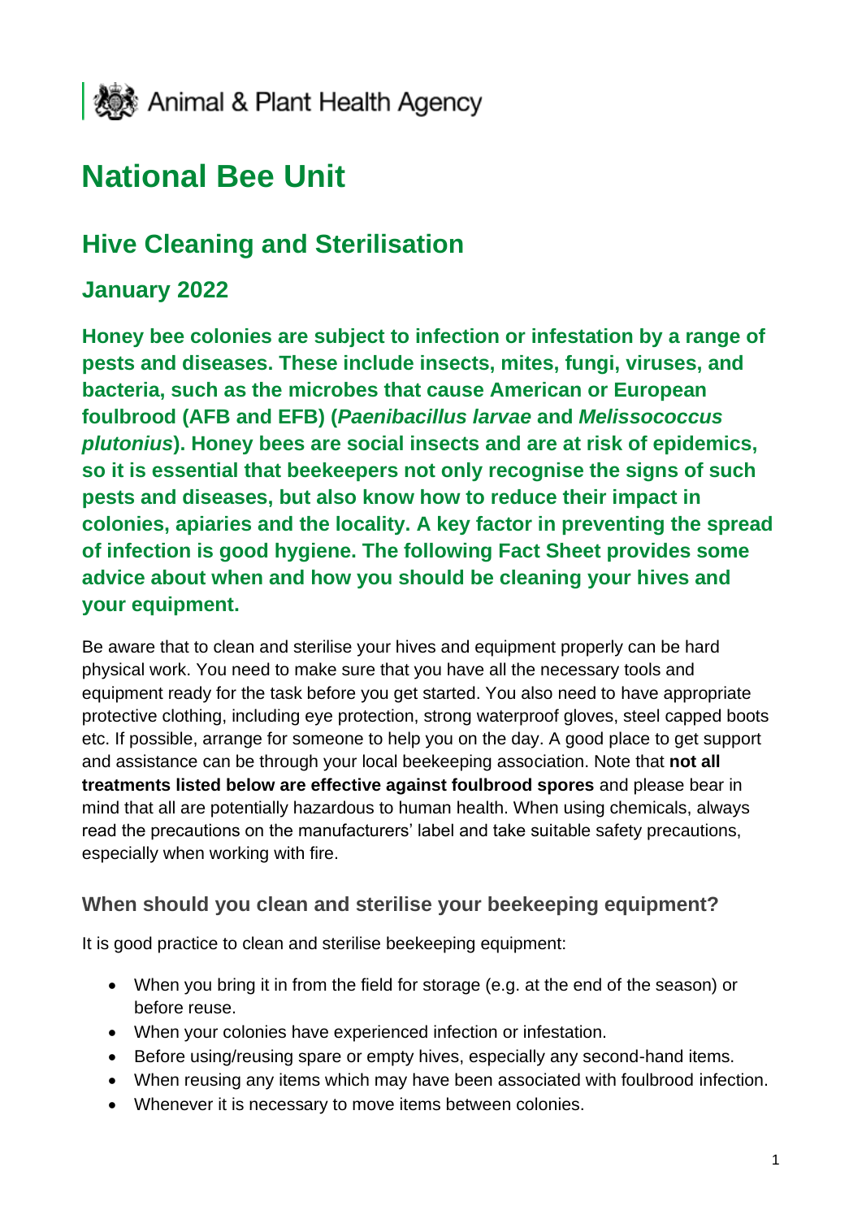Animal & Plant Health Agency

# National Bee Unit

## Hive Cleaning and Sterilisation

### January 2022

**Honey bee colonies are subject to infection or infestation by a range of pests and diseases. These include insects, mites, fungi, viruses, and bacteria, such as the microbes that cause American or European foulbrood (AFB and EFB) (*Paenibacillus larvae* and *Melissococcus plutonius*). Honey bees are social insects and are at risk of epidemics, so it is essential that beekeepers not only recognise the signs of such pests and diseases, but also know how to reduce their impact in colonies, apiaries and the locality. A key factor in preventing the spread of infection is good hygiene. The following Fact Sheet provides some advice about when and how you should be cleaning your hives and your equipment.**

Be aware that to clean and sterilise your hives and equipment properly can be hard physical work. You need to make sure that you have all the necessary tools and equipment ready for the task before you get started. You also need to have appropriate protective clothing, including eye protection, strong waterproof gloves, steel capped boots etc. If possible, arrange for someone to help you on the day. A good place to get support and assistance can be through your local beekeeping association. Note that **not all treatments listed below are effective against foulbrood spores** and please bear in mind that all are potentially hazardous to human health. When using chemicals, always read the precautions on the manufacturers' label and take suitable safety precautions, especially when working with fire.

### When should you clean and sterilise your beekeeping equipment?

It is good practice to clean and sterilise beekeeping equipment:

- When you bring it in from the field for storage (e.g. at the end of the season) or before reuse.
- When your colonies have experienced infection or infestation.
- Before using/reusing spare or empty hives, especially any second-hand items.
- When reusing any items which may have been associated with foulbrood infection.
- Whenever it is necessary to move items between colonies.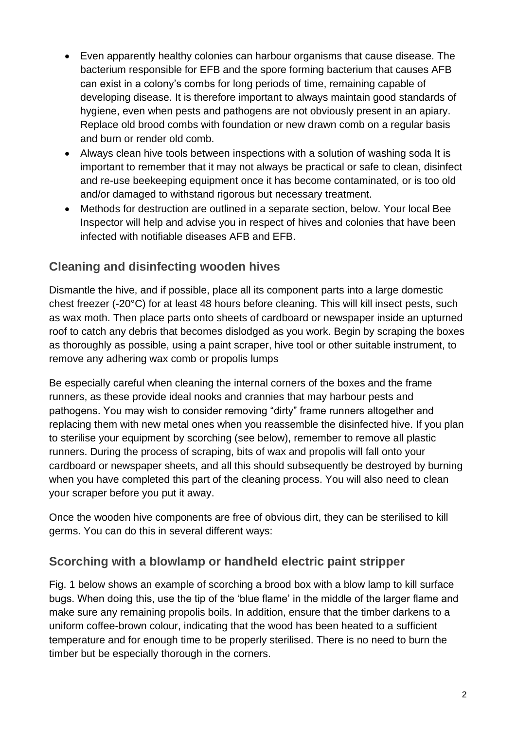- Even apparently healthy colonies can harbour organisms that cause disease. The bacterium responsible for EFB and the spore forming bacterium that causes AFB can exist in a colony's combs for long periods of time, remaining capable of developing disease. It is therefore important to always maintain good standards of hygiene, even when pests and pathogens are not obviously present in an apiary. Replace old brood combs with foundation or new drawn comb on a regular basis and burn or render old comb.
- Always clean hive tools between inspections with a solution of washing soda It is important to remember that it may not always be practical or safe to clean, disinfect and re-use beekeeping equipment once it has become contaminated, or is too old and/or damaged to withstand rigorous but necessary treatment.
- Methods for destruction are outlined in a separate section, below. Your local Bee Inspector will help and advise you in respect of hives and colonies that have been infected with notifiable diseases AFB and EFB.

## Cleaning and disinfecting wooden hives

Dismantle the hive, and if possible, place all its component parts into a large domestic chest freezer (-20°C) for at least 48 hours before cleaning. This will kill insect pests, such as wax moth. Then place parts onto sheets of cardboard or newspaper inside an upturned roof to catch any debris that becomes dislodged as you work. Begin by scraping the boxes as thoroughly as possible, using a paint scraper, hive tool or other suitable instrument, to remove any adhering wax comb or propolis lumps

Be especially careful when cleaning the internal corners of the boxes and the frame runners, as these provide ideal nooks and crannies that may harbour pests and pathogens. You may wish to consider removing "dirty" frame runners altogether and replacing them with new metal ones when you reassemble the disinfected hive. If you plan to sterilise your equipment by scorching (see below), remember to remove all plastic runners. During the process of scraping, bits of wax and propolis will fall onto your cardboard or newspaper sheets, and all this should subsequently be destroyed by burning when you have completed this part of the cleaning process. You will also need to clean your scraper before you put it away.

Once the wooden hive components are free of obvious dirt, they can be sterilised to kill germs. You can do this in several different ways:

## Scorching with a blowlamp or handheld electric paint stripper

Fig. 1 below shows an example of scorching a brood box with a blow lamp to kill surface bugs. When doing this, use the tip of the 'blue flame' in the middle of the larger flame and make sure any remaining propolis boils. In addition, ensure that the timber darkens to a uniform coffee-brown colour, indicating that the wood has been heated to a sufficient temperature and for enough time to be properly sterilised. There is no need to burn the timber but be especially thorough in the corners.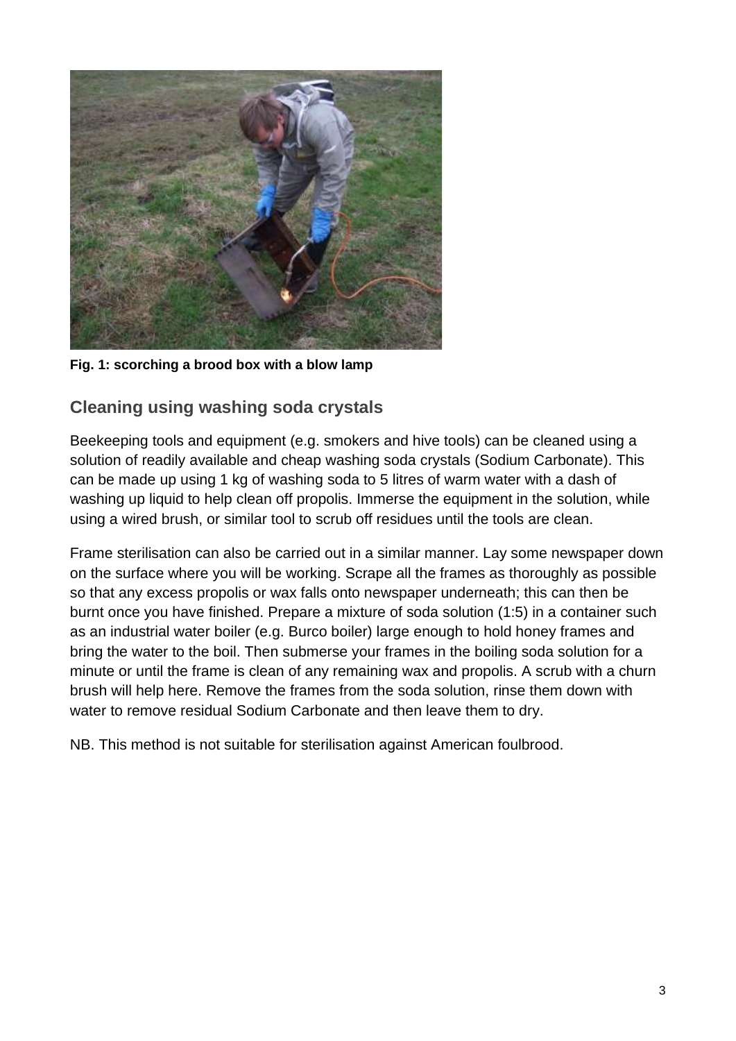**Fig. 1: scorching a brood box with a blow lamp**

## Cleaning using washing soda crystals

Beekeeping tools and equipment (e.g. smokers and hive tools) can be cleaned using a solution of readily available and cheap washing soda crystals (Sodium Carbonate). This can be made up using 1 kg of washing soda to 5 litres of warm water with a dash of washing up liquid to help clean off propolis. Immerse the equipment in the solution, while using a wired brush, or similar tool to scrub off residues until the tools are clean.

Frame sterilisation can also be carried out in a similar manner. Lay some newspaper down on the surface where you will be working. Scrape all the frames as thoroughly as possible so that any excess propolis or wax falls onto newspaper underneath; this can then be burnt once you have finished. Prepare a mixture of soda solution (1:5) in a container such as an industrial water boiler (e.g. Burco boiler) large enough to hold honey frames and bring the water to the boil. Then submerse your frames in the boiling soda solution for a minute or until the frame is clean of any remaining wax and propolis. A scrub with a churn brush will help here. Remove the frames from the soda solution, rinse them down with water to remove residual Sodium Carbonate and then leave them to dry.

NB. This method is not suitable for sterilisation against American foulbrood.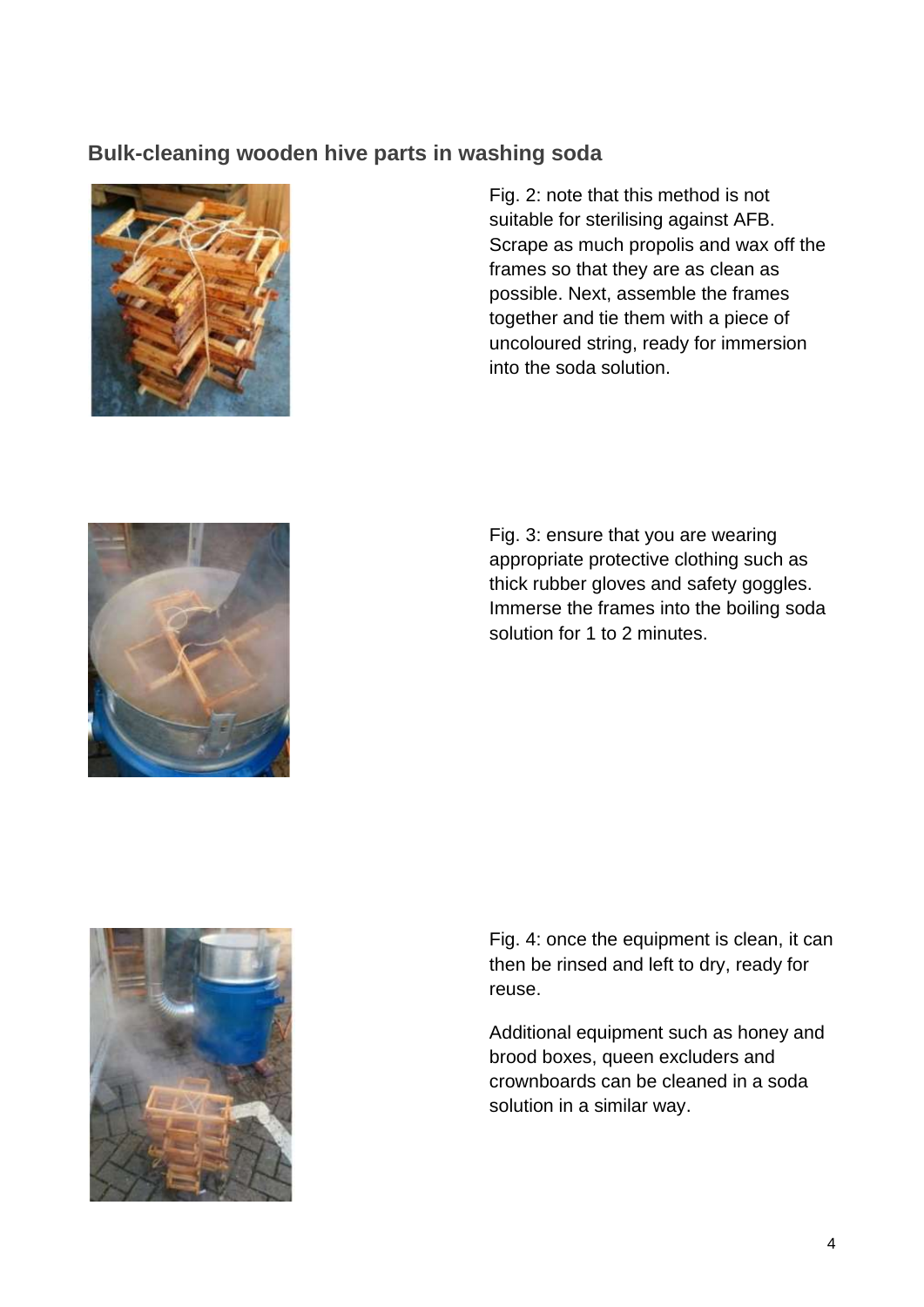## Bulk-cleaning wooden hive parts in washing soda

Fig. 2: note that this method is not suitable for sterilising against AFB. Scrape as much propolis and wax off the frames so that they are as clean as possible. Next, assemble the frames together and tie them with a piece of uncoloured string, ready for immersion into the soda solution.

Fig. 3: ensure that you are wearing appropriate protective clothing such as thick rubber gloves and safety goggles. Immerse the frames into the boiling soda solution for 1 to 2 minutes.

Fig. 4: once the equipment is clean, it can then be rinsed and left to dry, ready for reuse.

Additional equipment such as honey and brood boxes, queen excluders and crownboards can be cleaned in a soda solution in a similar way.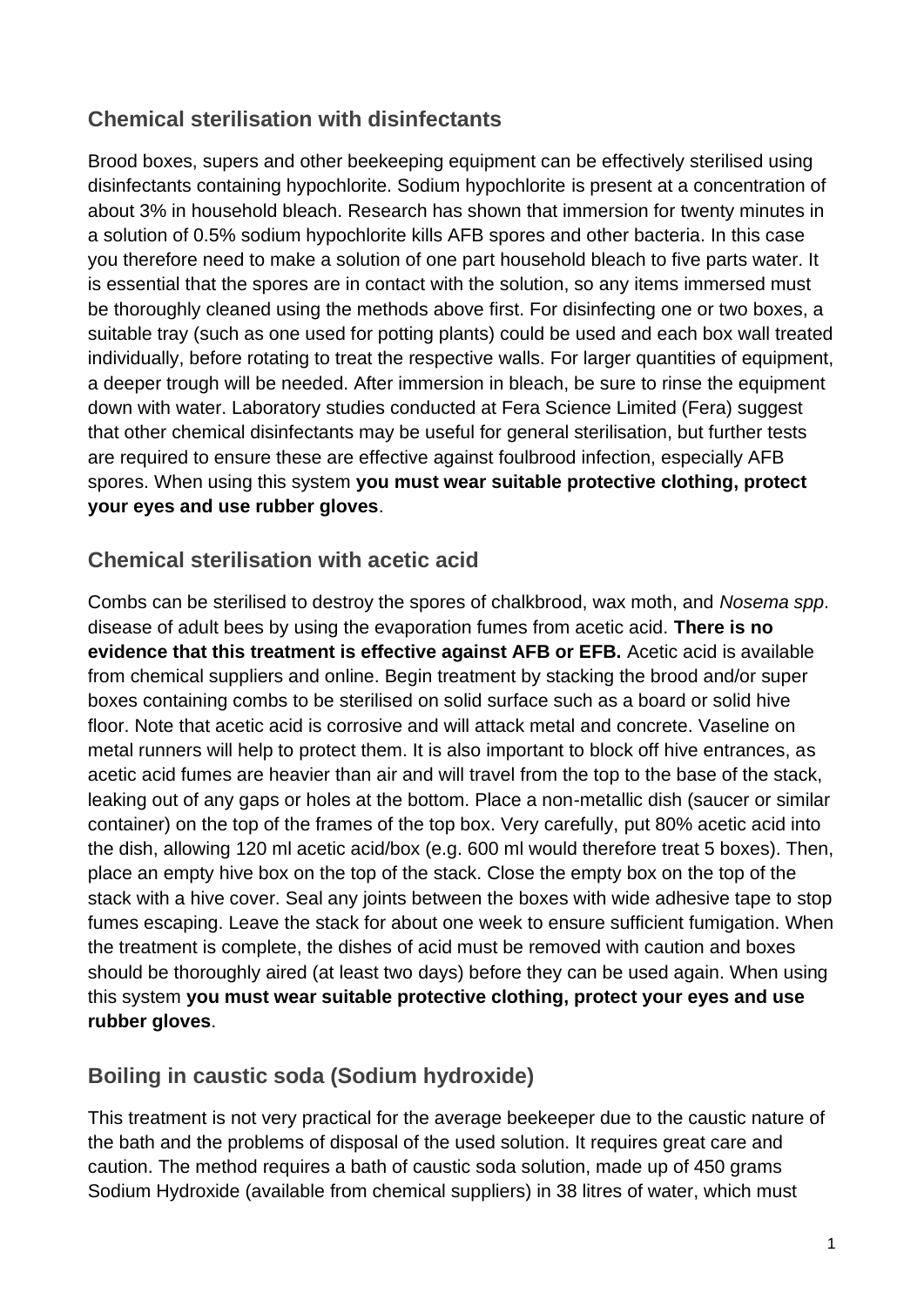## Chemical sterilisation with disinfectants

Brood boxes, supers and other beekeeping equipment can be effectively sterilised using disinfectants containing hypochlorite. Sodium hypochlorite is present at a concentration of about 3% in household bleach. Research has shown that immersion for twenty minutes in a solution of 0.5% sodium hypochlorite kills AFB spores and other bacteria. In this case you therefore need to make a solution of one part household bleach to five parts water. It is essential that the spores are in contact with the solution, so any items immersed must be thoroughly cleaned using the methods above first. For disinfecting one or two boxes, a suitable tray (such as one used for potting plants) could be used and each box wall treated individually, before rotating to treat the respective walls. For larger quantities of equipment, a deeper trough will be needed. After immersion in bleach, be sure to rinse the equipment down with water. Laboratory studies conducted at Fera Science Limited (Fera) suggest that other chemical disinfectants may be useful for general sterilisation, but further tests are required to ensure these are effective against foulbrood infection, especially AFB spores. When using this system **you must wear suitable protective clothing, protect your eyes and use rubber gloves**.

## Chemical sterilisation with acetic acid

Combs can be sterilised to destroy the spores of chalkbrood, wax moth, and *Nosema spp*. disease of adult bees by using the evaporation fumes from acetic acid. **There is no evidence that this treatment is effective against AFB or EFB.** Acetic acid is available from chemical suppliers and online. Begin treatment by stacking the brood and/or super boxes containing combs to be sterilised on solid surface such as a board or solid hive floor. Note that acetic acid is corrosive and will attack metal and concrete. Vaseline on metal runners will help to protect them. It is also important to block off hive entrances, as acetic acid fumes are heavier than air and will travel from the top to the base of the stack, leaking out of any gaps or holes at the bottom. Place a non-metallic dish (saucer or similar container) on the top of the frames of the top box. Very carefully, put 80% acetic acid into the dish, allowing 120 ml acetic acid/box (e.g. 600 ml would therefore treat 5 boxes). Then, place an empty hive box on the top of the stack. Close the empty box on the top of the stack with a hive cover. Seal any joints between the boxes with wide adhesive tape to stop fumes escaping. Leave the stack for about one week to ensure sufficient fumigation. When the treatment is complete, the dishes of acid must be removed with caution and boxes should be thoroughly aired (at least two days) before they can be used again. When using this system **you must wear suitable protective clothing, protect your eyes and use rubber gloves**.

## Boiling in caustic soda (Sodium hydroxide)

This treatment is not very practical for the average beekeeper due to the caustic nature of the bath and the problems of disposal of the used solution. It requires great care and caution. The method requires a bath of caustic soda solution, made up of 450 grams Sodium Hydroxide (available from chemical suppliers) in 38 litres of water, which must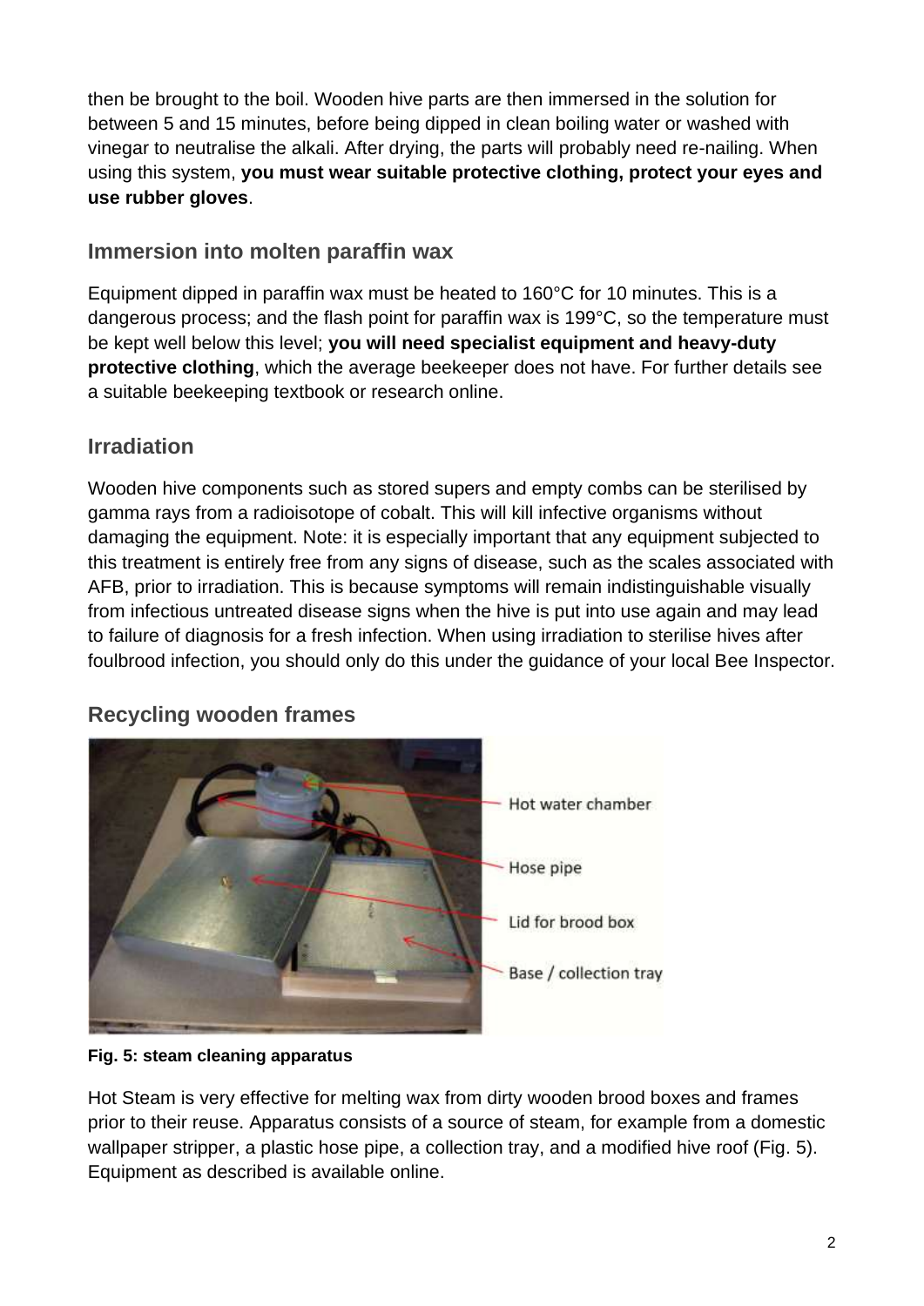then be brought to the boil. Wooden hive parts are then immersed in the solution for between 5 and 15 minutes, before being dipped in clean boiling water or washed with vinegar to neutralise the alkali. After drying, the parts will probably need re-nailing. When using this system, **you must wear suitable protective clothing, protect your eyes and use rubber gloves**.

### Immersion into molten paraffin wax

Equipment dipped in paraffin wax must be heated to 160°C for 10 minutes. This is a dangerous process; and the flash point for paraffin wax is 199°C, so the temperature must be kept well below this level; **you will need specialist equipment and heavy-duty protective clothing**, which the average beekeeper does not have. For further details see a suitable beekeeping textbook or research online.

### Irradiation

Wooden hive components such as stored supers and empty combs can be sterilised by gamma rays from a radioisotope of cobalt. This will kill infective organisms without damaging the equipment. Note: it is especially important that any equipment subjected to this treatment is entirely free from any signs of disease, such as the scales associated with AFB, prior to irradiation. This is because symptoms will remain indistinguishable visually from infectious untreated disease signs when the hive is put into use again and may lead to failure of diagnosis for a fresh infection. When using irradiation to sterilise hives after foulbrood infection, you should only do this under the guidance of your local Bee Inspector.

### Recycling wooden frames

Hot water chamber

Hose pipe

Lid for brood box

Base / collection tray

**Fig. 5: steam cleaning apparatus**

Hot Steam is very effective for melting wax from dirty wooden brood boxes and frames prior to their reuse. Apparatus consists of a source of steam, for example from a domestic wallpaper stripper, a plastic hose pipe, a collection tray, and a modified hive roof (Fig. 5). Equipment as described is available online.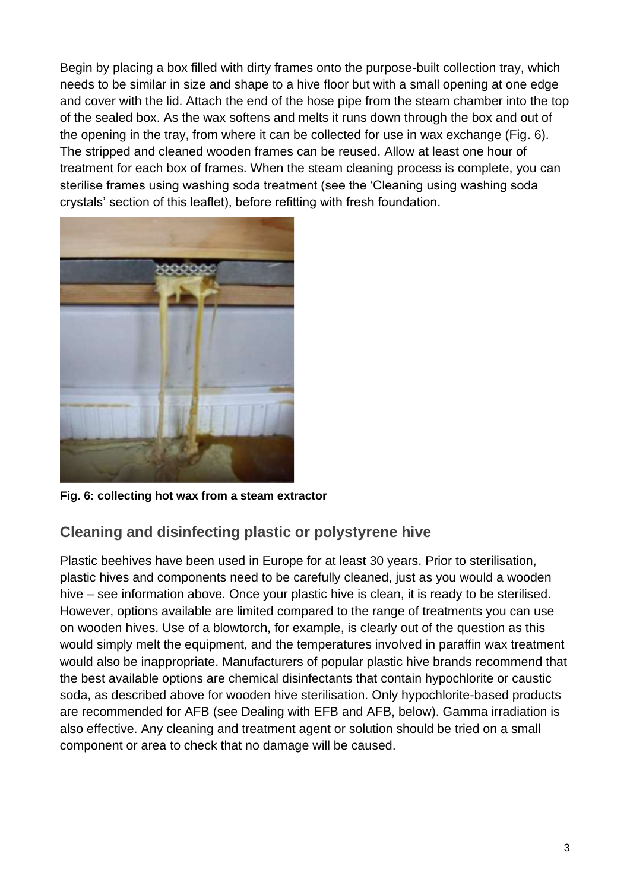Begin by placing a box filled with dirty frames onto the purpose-built collection tray, which needs to be similar in size and shape to a hive floor but with a small opening at one edge and cover with the lid. Attach the end of the hose pipe from the steam chamber into the top of the sealed box. As the wax softens and melts it runs down through the box and out of the opening in the tray, from where it can be collected for use in wax exchange (Fig. 6). The stripped and cleaned wooden frames can be reused. Allow at least one hour of treatment for each box of frames. When the steam cleaning process is complete, you can sterilise frames using washing soda treatment (see the 'Cleaning using washing soda crystals' section of this leaflet), before refitting with fresh foundation.

**Fig. 6: collecting hot wax from a steam extractor**

## Cleaning and disinfecting plastic or polystyrene hive

Plastic beehives have been used in Europe for at least 30 years. Prior to sterilisation, plastic hives and components need to be carefully cleaned, just as you would a wooden hive – see information above. Once your plastic hive is clean, it is ready to be sterilised. However, options available are limited compared to the range of treatments you can use on wooden hives. Use of a blowtorch, for example, is clearly out of the question as this would simply melt the equipment, and the temperatures involved in paraffin wax treatment would also be inappropriate. Manufacturers of popular plastic hive brands recommend that the best available options are chemical disinfectants that contain hypochlorite or caustic soda, as described above for wooden hive sterilisation. Only hypochlorite-based products are recommended for AFB (see Dealing with EFB and AFB, below). Gamma irradiation is also effective. Any cleaning and treatment agent or solution should be tried on a small component or area to check that no damage will be caused.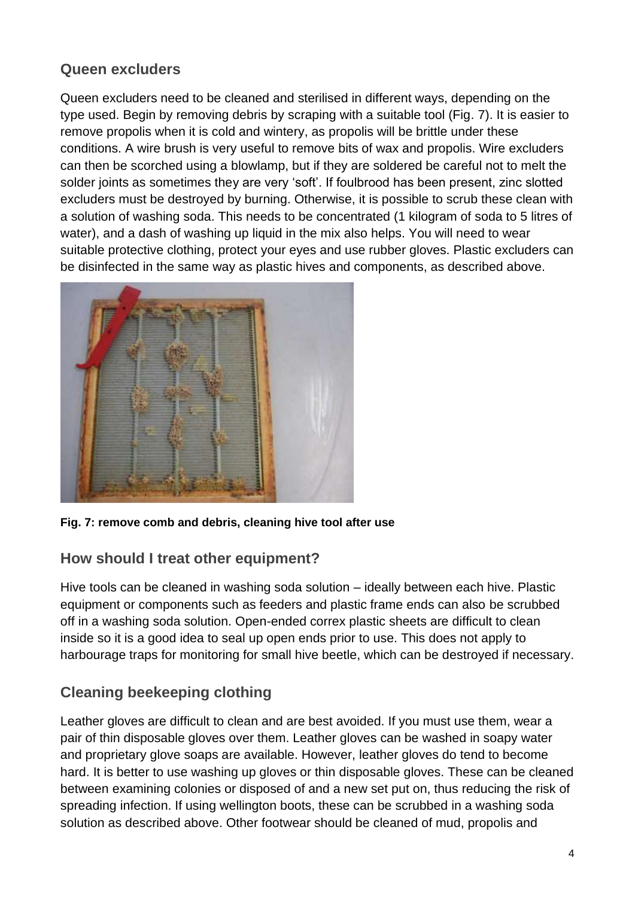## Queen excluders

Queen excluders need to be cleaned and sterilised in different ways, depending on the type used. Begin by removing debris by scraping with a suitable tool (Fig. 7). It is easier to remove propolis when it is cold and wintery, as propolis will be brittle under these conditions. A wire brush is very useful to remove bits of wax and propolis. Wire excluders can then be scorched using a blowlamp, but if they are soldered be careful not to melt the solder joints as sometimes they are very 'soft'. If foulbrood has been present, zinc slotted excluders must be destroyed by burning. Otherwise, it is possible to scrub these clean with a solution of washing soda. This needs to be concentrated (1 kilogram of soda to 5 litres of water), and a dash of washing up liquid in the mix also helps. You will need to wear suitable protective clothing, protect your eyes and use rubber gloves. Plastic excluders can be disinfected in the same way as plastic hives and components, as described above.

**Fig. 7: remove comb and debris, cleaning hive tool after use**

## How should I treat other equipment?

Hive tools can be cleaned in washing soda solution – ideally between each hive. Plastic equipment or components such as feeders and plastic frame ends can also be scrubbed off in a washing soda solution. Open-ended correx plastic sheets are difficult to clean inside so it is a good idea to seal up open ends prior to use. This does not apply to harbourage traps for monitoring for small hive beetle, which can be destroyed if necessary.

## Cleaning beekeeping clothing

Leather gloves are difficult to clean and are best avoided. If you must use them, wear a pair of thin disposable gloves over them. Leather gloves can be washed in soapy water and proprietary glove soaps are available. However, leather gloves do tend to become hard. It is better to use washing up gloves or thin disposable gloves. These can be cleaned between examining colonies or disposed of and a new set put on, thus reducing the risk of spreading infection. If using wellington boots, these can be scrubbed in a washing soda solution as described above. Other footwear should be cleaned of mud, propolis and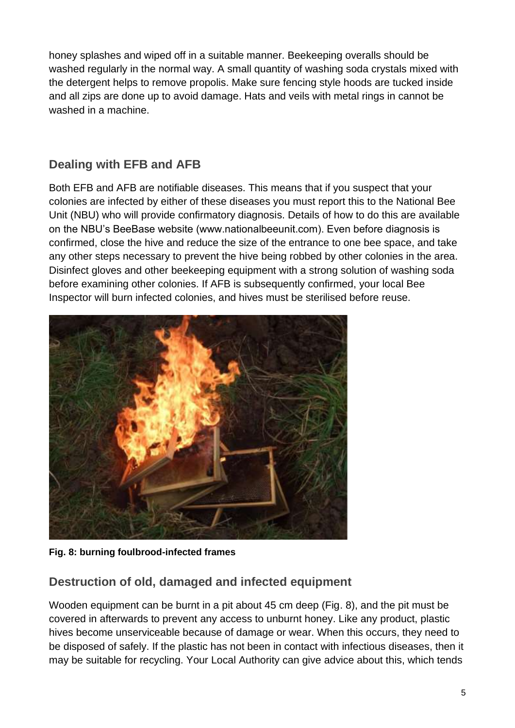honey splashes and wiped off in a suitable manner. Beekeeping overalls should be washed regularly in the normal way. A small quantity of washing soda crystals mixed with the detergent helps to remove propolis. Make sure fencing style hoods are tucked inside and all zips are done up to avoid damage. Hats and veils with metal rings in cannot be washed in a machine.

## Dealing with EFB and AFB

Both EFB and AFB are notifiable diseases. This means that if you suspect that your colonies are infected by either of these diseases you must report this to the National Bee Unit (NBU) who will provide confirmatory diagnosis. Details of how to do this are available on the NBU's BeeBase website (www.nationalbeeunit.com). Even before diagnosis is confirmed, close the hive and reduce the size of the entrance to one bee space, and take any other steps necessary to prevent the hive being robbed by other colonies in the area. Disinfect gloves and other beekeeping equipment with a strong solution of washing soda before examining other colonies. If AFB is subsequently confirmed, your local Bee Inspector will burn infected colonies, and hives must be sterilised before reuse.

**Fig. 8: burning foulbrood-infected frames**

## Destruction of old, damaged and infected equipment

Wooden equipment can be burnt in a pit about 45 cm deep (Fig. 8), and the pit must be covered in afterwards to prevent any access to unburnt honey. Like any product, plastic hives become unserviceable because of damage or wear. When this occurs, they need to be disposed of safely. If the plastic has not been in contact with infectious diseases, then it may be suitable for recycling. Your Local Authority can give advice about this, which tends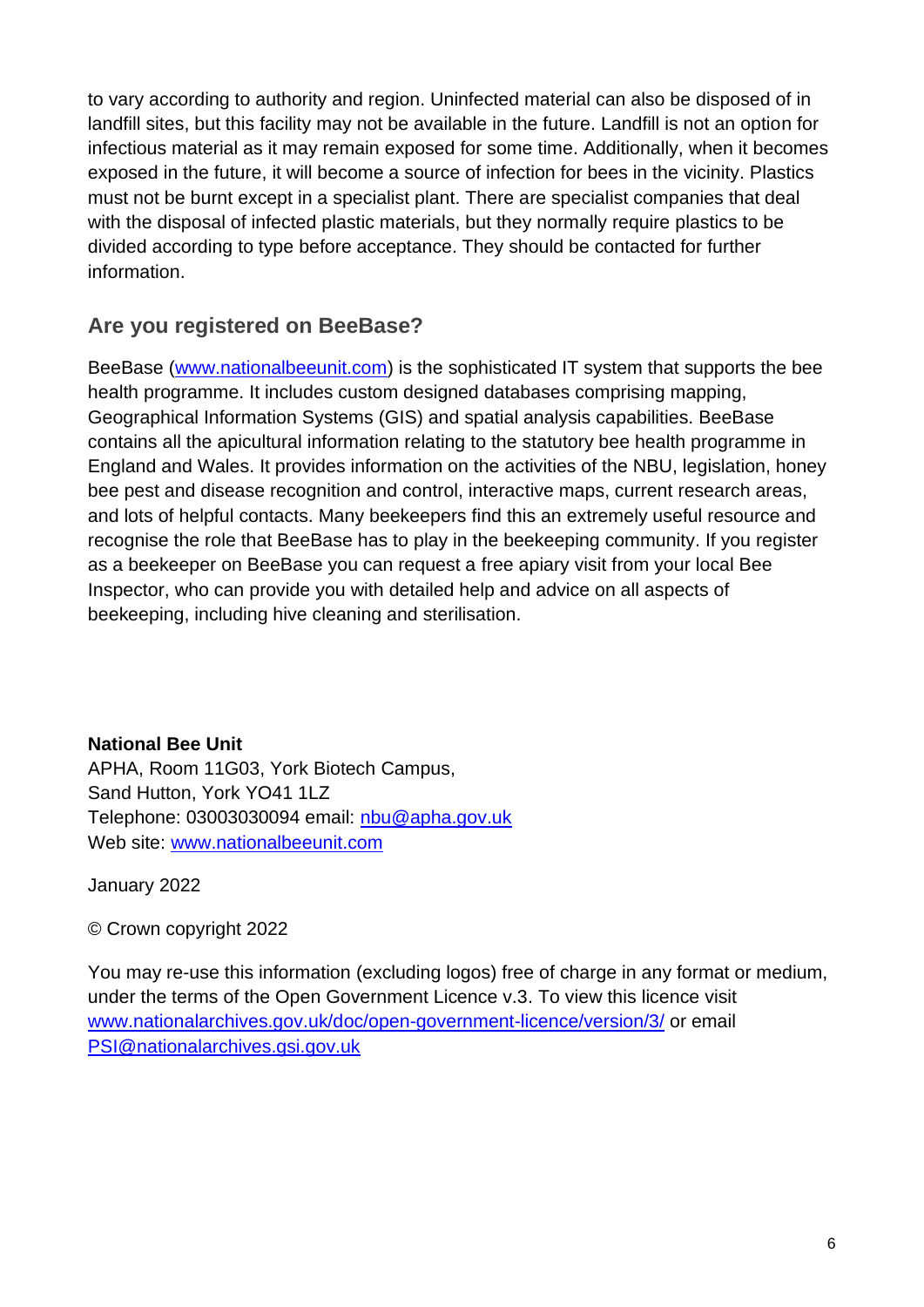to vary according to authority and region. Uninfected material can also be disposed of in landfill sites, but this facility may not be available in the future. Landfill is not an option for infectious material as it may remain exposed for some time. Additionally, when it becomes exposed in the future, it will become a source of infection for bees in the vicinity. Plastics must not be burnt except in a specialist plant. There are specialist companies that deal with the disposal of infected plastic materials, but they normally require plastics to be divided according to type before acceptance. They should be contacted for further information.

## Are you registered on BeeBase?

BeeBase (www.nationalbeeunit.com) is the sophisticated IT system that supports the bee health programme. It includes custom designed databases comprising mapping, Geographical Information Systems (GIS) and spatial analysis capabilities. BeeBase contains all the apicultural information relating to the statutory bee health programme in England and Wales. It provides information on the activities of the NBU, legislation, honey bee pest and disease recognition and control, interactive maps, current research areas, and lots of helpful contacts. Many beekeepers find this an extremely useful resource and recognise the role that BeeBase has to play in the beekeeping community. If you register as a beekeeper on BeeBase you can request a free apiary visit from your local Bee Inspector, who can provide you with detailed help and advice on all aspects of beekeeping, including hive cleaning and sterilisation.

**National Bee Unit**
APHA, Room 11G03, York Biotech Campus,
Sand Hutton, York YO41 1LZ
Telephone: 03003030094 email: nbu@apha.gov.uk
Web site: www.nationalbeeunit.com

January 2022

© Crown copyright 2022

You may re-use this information (excluding logos) free of charge in any format or medium, under the terms of the Open Government Licence v.3. To view this licence visit www.nationalarchives.gov.uk/doc/open-government-licence/version/3/ or email PSI@nationalarchives.gsi.gov.uk